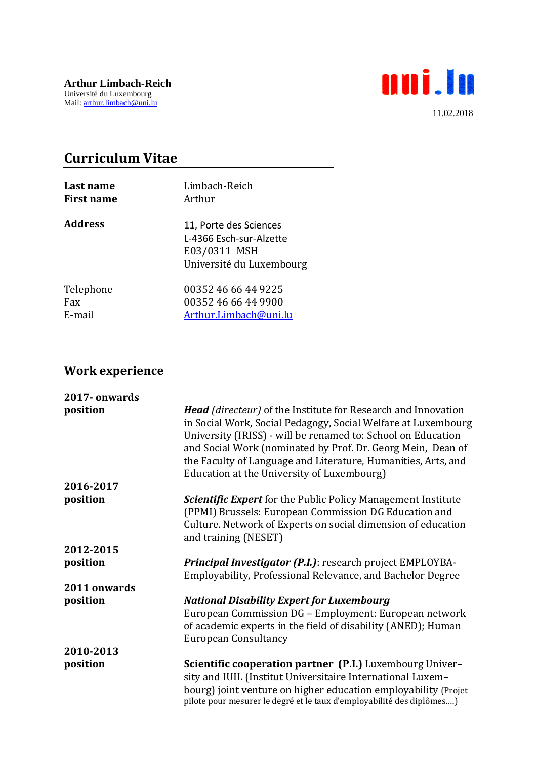**Arthur Limbach-Reich**
Université du Luxembourg
Mail: arthur.limbach@uni.lu

uni.lu

11.02.2018

# Curriculum Vitae

| | |
|---|---|
| **Last name** | Limbach-Reich |
| **First name** | Arthur |
| **Address** | 11, Porte des Sciences<br>L-4366 Esch-sur-Alzette<br>E03/0311 MSH<br>Université du Luxembourg |
| Telephone | 00352 46 66 44 9225 |
| Fax | 00352 46 66 44 9900 |
| E-mail | Arthur.Limbach@uni.lu |

## Work experience

**2017- onwards**
**position**

***Head** (directeur)* of the Institute for Research and Innovation in Social Work, Social Pedagogy, Social Welfare at Luxembourg University (IRISS) - will be renamed to: School on Education and Social Work (nominated by Prof. Dr. Georg Mein, Dean of the Faculty of Language and Literature, Humanities, Arts, and Education at the University of Luxembourg)

**2016-2017**
**position**

***Scientific Expert*** for the Public Policy Management Institute (PPMI) Brussels: European Commission DG Education and Culture. Network of Experts on social dimension of education and training (NESET)

**2012-2015**
**position**

***Principal Investigator (P.I.)***: research project EMPLOYBA-Employability, Professional Relevance, and Bachelor Degree

**2011 onwards**
**position**

***National Disability Expert for Luxembourg***
European Commission DG – Employment: European network of academic experts in the field of disability (ANED); Human European Consultancy

**2010-2013**
**position**

**Scientific cooperation partner (P.I.)** Luxembourg Univer–sity and IUIL (Institut Universitaire International Luxem–bourg) joint venture on higher education employability (Projet pilote pour mesurer le degré et le taux d'employabilité des diplômes....)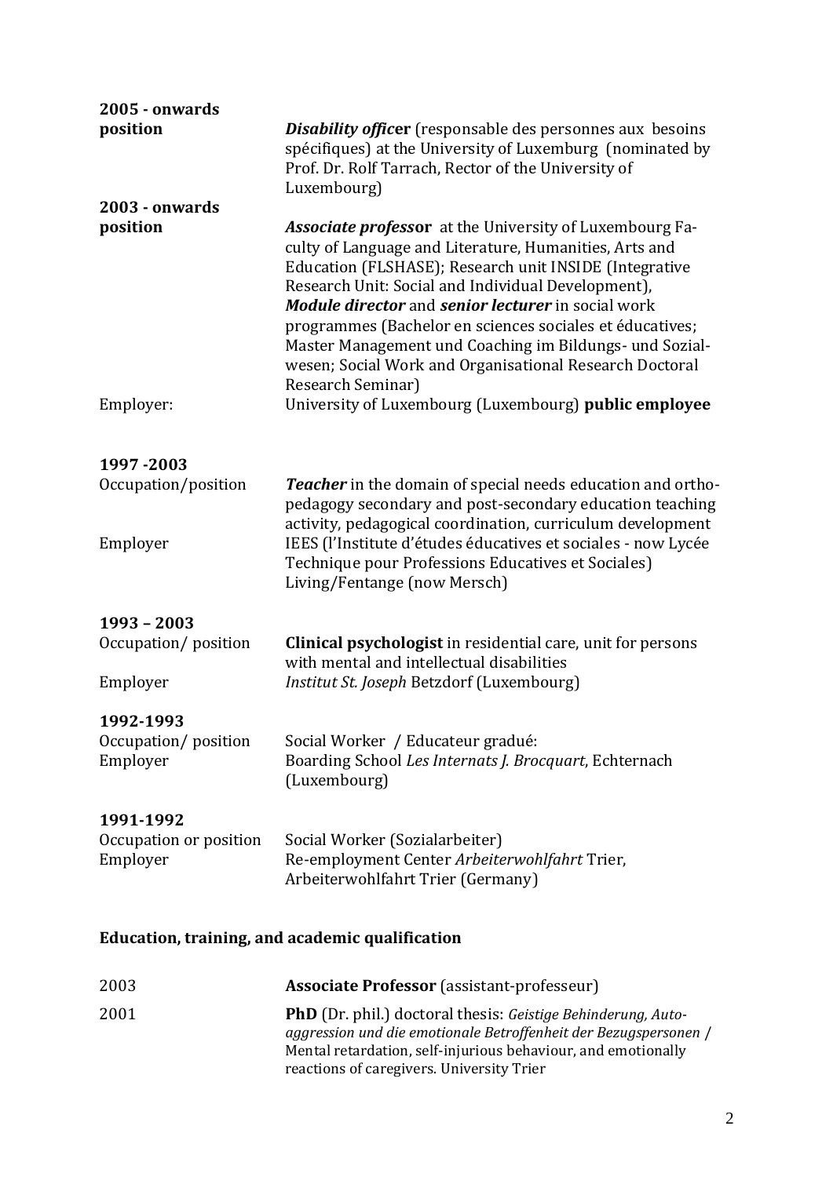**2005 - onwards**

| | |
|---|---|
| **position** | ***Disability office*r** (responsable des personnes aux besoins spécifiques) at the University of Luxemburg (nominated by Prof. Dr. Rolf Tarrach, Rector of the University of Luxembourg) |

**2003 - onwards**

| | |
|---|---|
| **position** | ***Associate professo*r** at the University of Luxembourg Faculty of Language and Literature, Humanities, Arts and Education (FLSHASE); Research unit INSIDE (Integrative Research Unit: Social and Individual Development), ***Module director*** and ***senior lecturer*** in social work programmes (Bachelor en sciences sociales et éducatives; Master Management und Coaching im Bildungs- und Sozialwesen; Social Work and Organisational Research Doctoral Research Seminar) |
| Employer: | University of Luxembourg (Luxembourg) **public employee** |

**1997 -2003**

| | |
|---|---|
| Occupation/position | ***Teacher*** in the domain of special needs education and orthopedagogy secondary and post-secondary education teaching activity, pedagogical coordination, curriculum development |
| Employer | IEES (l'Institute d'études éducatives et sociales - now Lycée Technique pour Professions Educatives et Sociales) Living/Fentange (now Mersch) |

**1993 – 2003**

| | |
|---|---|
| Occupation/ position | **Clinical psychologist** in residential care, unit for persons with mental and intellectual disabilities |
| Employer | *Institut St. Joseph* Betzdorf (Luxembourg) |

**1992-1993**

| | |
|---|---|
| Occupation/ position | Social Worker / Educateur gradué: |
| Employer | Boarding School *Les Internats J. Brocquart*, Echternach (Luxembourg) |

**1991-1992**

| | |
|---|---|
| Occupation or position | Social Worker (Sozialarbeiter) |
| Employer | Re-employment Center *Arbeiterwohlfahrt* Trier, Arbeiterwohlfahrt Trier (Germany) |

## Education, training, and academic qualification

| | |
|---|---|
| 2003 | **Associate Professor** (assistant-professeur) |
| 2001 | **PhD** (Dr. phil.) doctoral thesis: *Geistige Behinderung, Autoaggression und die emotionale Betroffenheit der Bezugspersonen* / Mental retardation, self-injurious behaviour, and emotionally reactions of caregivers. University Trier |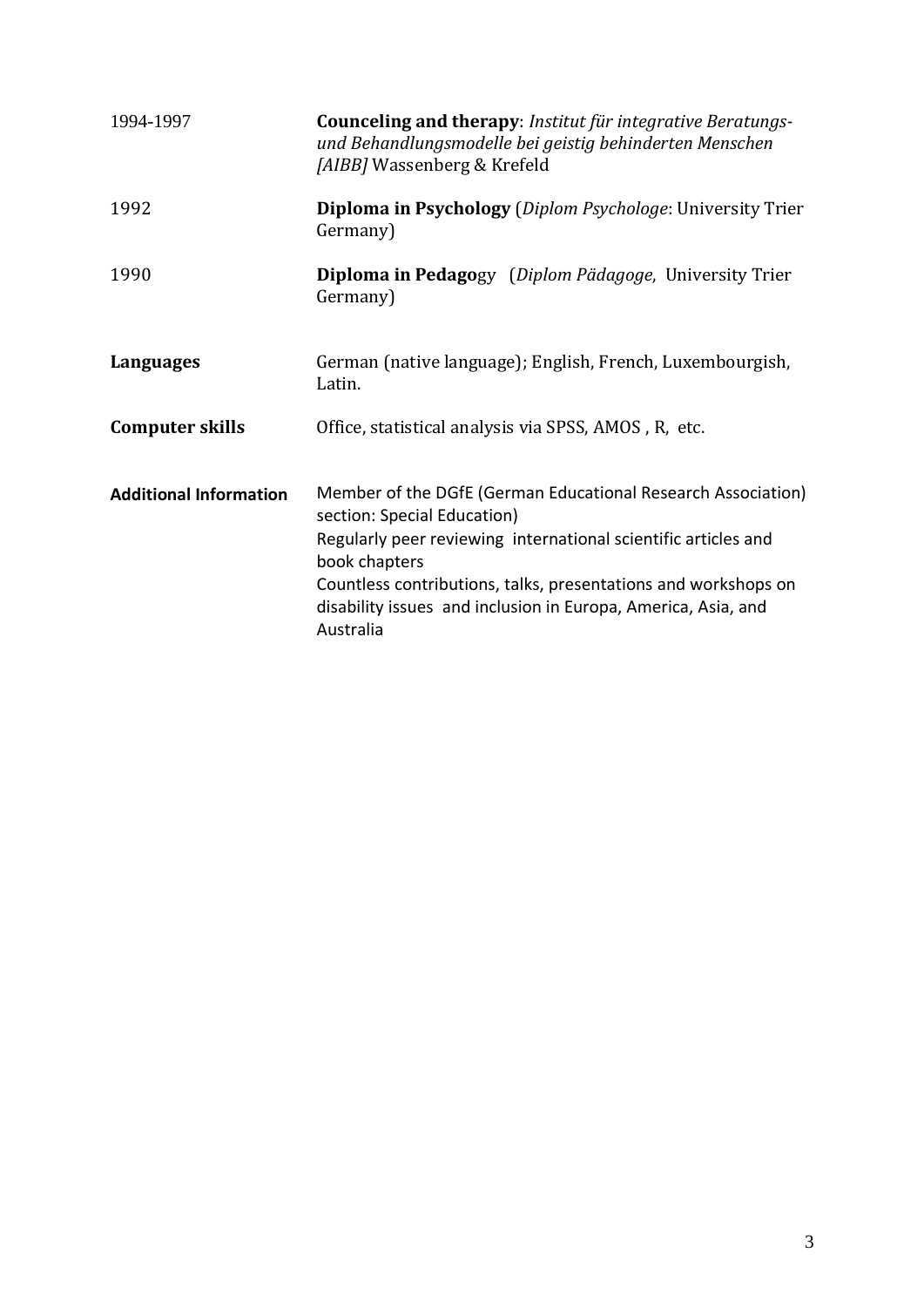| | |
|---|---|
| 1994-1997 | **Counceling and therapy**: *Institut für integrative Beratungs- und Behandlungsmodelle bei geistig behinderten Menschen [AIBB]* Wassenberg & Krefeld |
| 1992 | **Diploma in Psychology** (*Diplom Psychologe*: University Trier Germany) |
| 1990 | **Diploma in Pedago**gy (*Diplom Pädagoge*, University Trier Germany) |
| **Languages** | German (native language); English, French, Luxembourgish, Latin. |
| **Computer skills** | Office, statistical analysis via SPSS, AMOS , R, etc. |
| **Additional Information** | Member of the DGfE (German Educational Research Association) section: Special Education)<br>Regularly peer reviewing international scientific articles and book chapters<br>Countless contributions, talks, presentations and workshops on disability issues and inclusion in Europa, America, Asia, and Australia |